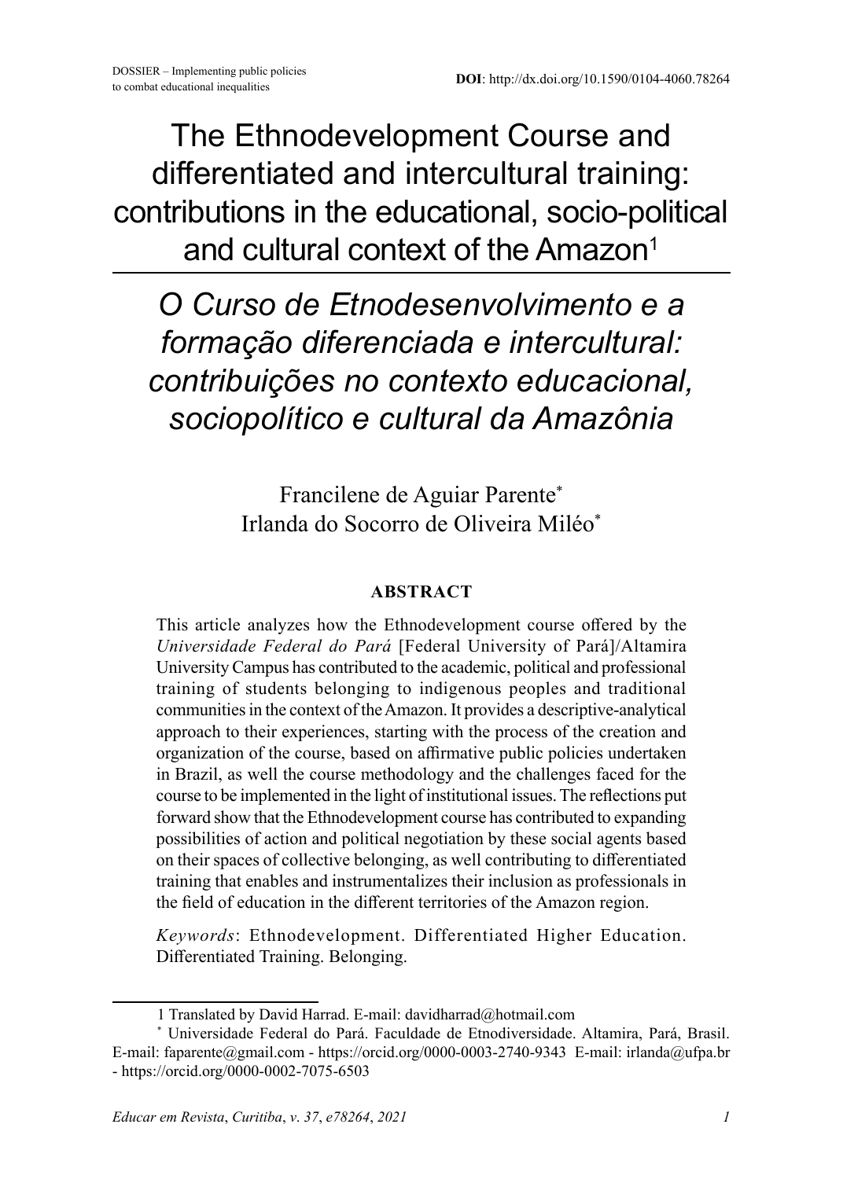DOSSIER – Implementing public policies to combat educational inequalities

**DOI**: http://dx.doi.org/10.1590/0104-4060.78264

# The Ethnodevelopment Course and differentiated and intercultural training: contributions in the educational, socio-political and cultural context of the Amazon[1]

# *O Curso de Etnodesenvolvimento e a formação diferenciada e intercultural: contribuições no contexto educacional, sociopolítico e cultural da Amazônia*

Francilene de Aguiar Parente[*]
Irlanda do Socorro de Oliveira Miléo[*]

## ABSTRACT

This article analyzes how the Ethnodevelopment course offered by the *Universidade Federal do Pará* [Federal University of Pará]/Altamira University Campus has contributed to the academic, political and professional training of students belonging to indigenous peoples and traditional communities in the context of the Amazon. It provides a descriptive-analytical approach to their experiences, starting with the process of the creation and organization of the course, based on affirmative public policies undertaken in Brazil, as well the course methodology and the challenges faced for the course to be implemented in the light of institutional issues. The reflections put forward show that the Ethnodevelopment course has contributed to expanding possibilities of action and political negotiation by these social agents based on their spaces of collective belonging, as well contributing to differentiated training that enables and instrumentalizes their inclusion as professionals in the field of education in the different territories of the Amazon region.

*Keywords*: Ethnodevelopment. Differentiated Higher Education. Differentiated Training. Belonging.

---

1 Translated by David Harrad. E-mail: davidharrad@hotmail.com

[*] Universidade Federal do Pará. Faculdade de Etnodiversidade. Altamira, Pará, Brasil. E-mail: faparente@gmail.com - https://orcid.org/0000-0003-2740-9343 E-mail: irlanda@ufpa.br - https://orcid.org/0000-0002-7075-6503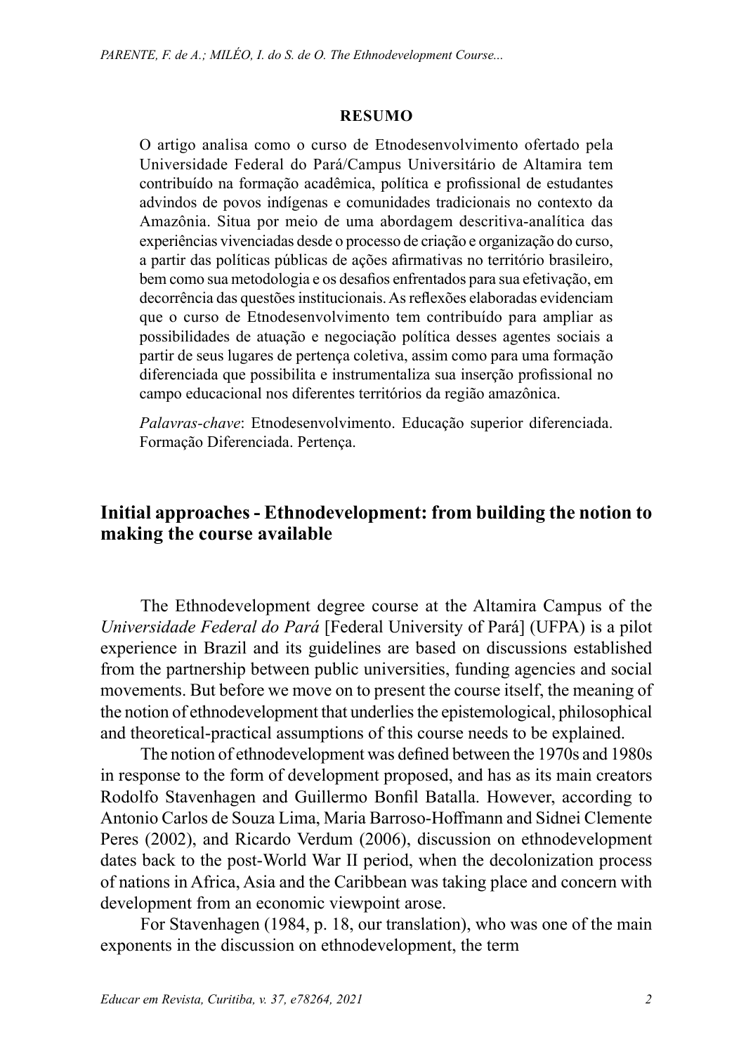**RESUMO**

O artigo analisa como o curso de Etnodesenvolvimento ofertado pela Universidade Federal do Pará/Campus Universitário de Altamira tem contribuído na formação acadêmica, política e profissional de estudantes advindos de povos indígenas e comunidades tradicionais no contexto da Amazônia. Situa por meio de uma abordagem descritiva-analítica das experiências vivenciadas desde o processo de criação e organização do curso, a partir das políticas públicas de ações afirmativas no território brasileiro, bem como sua metodologia e os desafios enfrentados para sua efetivação, em decorrência das questões institucionais. As reflexões elaboradas evidenciam que o curso de Etnodesenvolvimento tem contribuído para ampliar as possibilidades de atuação e negociação política desses agentes sociais a partir de seus lugares de pertença coletiva, assim como para uma formação diferenciada que possibilita e instrumentaliza sua inserção profissional no campo educacional nos diferentes territórios da região amazônica.

*Palavras-chave*: Etnodesenvolvimento. Educação superior diferenciada. Formação Diferenciada. Pertença.

## Initial approaches - Ethnodevelopment: from building the notion to making the course available

The Ethnodevelopment degree course at the Altamira Campus of the *Universidade Federal do Pará* [Federal University of Pará] (UFPA) is a pilot experience in Brazil and its guidelines are based on discussions established from the partnership between public universities, funding agencies and social movements. But before we move on to present the course itself, the meaning of the notion of ethnodevelopment that underlies the epistemological, philosophical and theoretical-practical assumptions of this course needs to be explained.

The notion of ethnodevelopment was defined between the 1970s and 1980s in response to the form of development proposed, and has as its main creators Rodolfo Stavenhagen and Guillermo Bonfil Batalla. However, according to Antonio Carlos de Souza Lima, Maria Barroso-Hoffmann and Sidnei Clemente Peres (2002), and Ricardo Verdum (2006), discussion on ethnodevelopment dates back to the post-World War II period, when the decolonization process of nations in Africa, Asia and the Caribbean was taking place and concern with development from an economic viewpoint arose.

For Stavenhagen (1984, p. 18, our translation), who was one of the main exponents in the discussion on ethnodevelopment, the term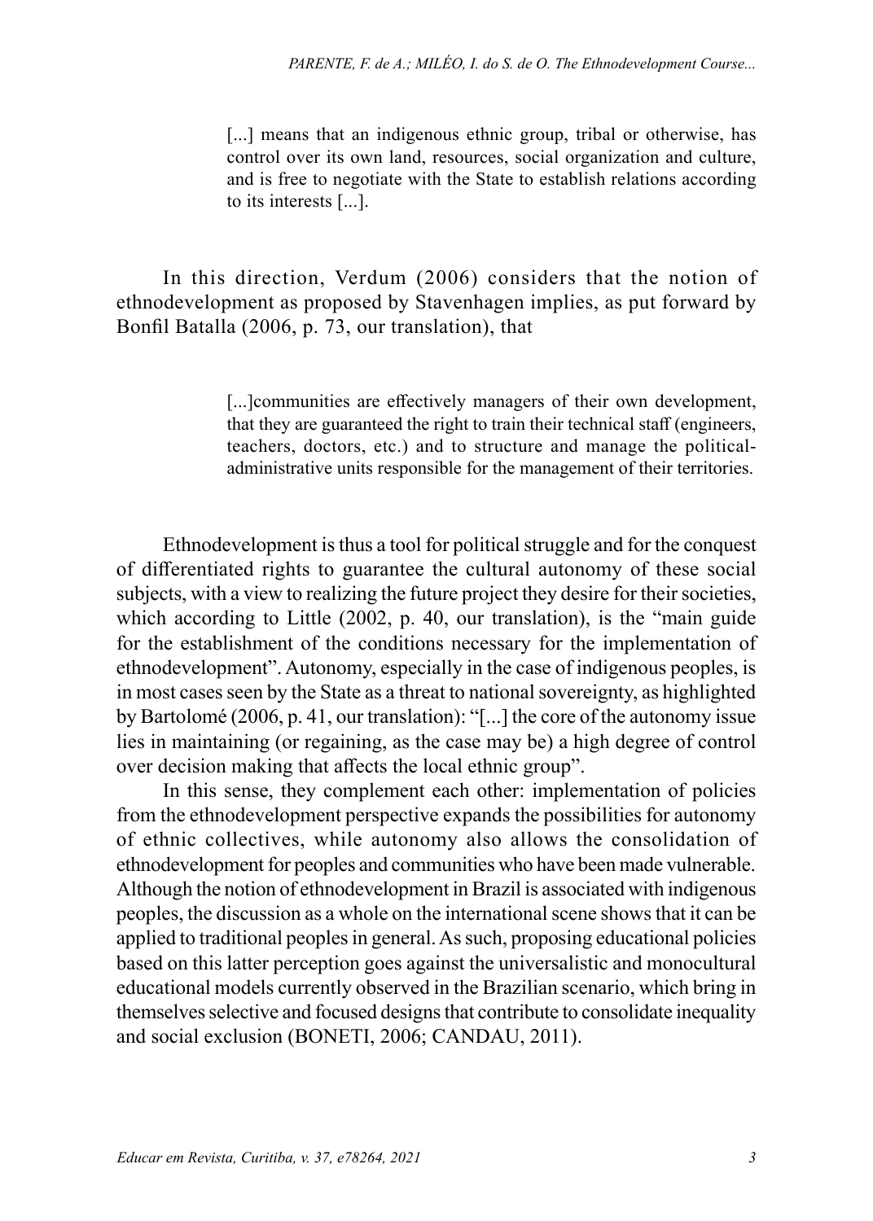> [...] means that an indigenous ethnic group, tribal or otherwise, has control over its own land, resources, social organization and culture, and is free to negotiate with the State to establish relations according to its interests [...].

In this direction, Verdum (2006) considers that the notion of ethnodevelopment as proposed by Stavenhagen implies, as put forward by Bonfil Batalla (2006, p. 73, our translation), that

> [...]communities are effectively managers of their own development, that they are guaranteed the right to train their technical staff (engineers, teachers, doctors, etc.) and to structure and manage the political-administrative units responsible for the management of their territories.

Ethnodevelopment is thus a tool for political struggle and for the conquest of differentiated rights to guarantee the cultural autonomy of these social subjects, with a view to realizing the future project they desire for their societies, which according to Little (2002, p. 40, our translation), is the "main guide for the establishment of the conditions necessary for the implementation of ethnodevelopment". Autonomy, especially in the case of indigenous peoples, is in most cases seen by the State as a threat to national sovereignty, as highlighted by Bartolomé (2006, p. 41, our translation): "[...] the core of the autonomy issue lies in maintaining (or regaining, as the case may be) a high degree of control over decision making that affects the local ethnic group".

In this sense, they complement each other: implementation of policies from the ethnodevelopment perspective expands the possibilities for autonomy of ethnic collectives, while autonomy also allows the consolidation of ethnodevelopment for peoples and communities who have been made vulnerable. Although the notion of ethnodevelopment in Brazil is associated with indigenous peoples, the discussion as a whole on the international scene shows that it can be applied to traditional peoples in general. As such, proposing educational policies based on this latter perception goes against the universalistic and monocultural educational models currently observed in the Brazilian scenario, which bring in themselves selective and focused designs that contribute to consolidate inequality and social exclusion (BONETI, 2006; CANDAU, 2011).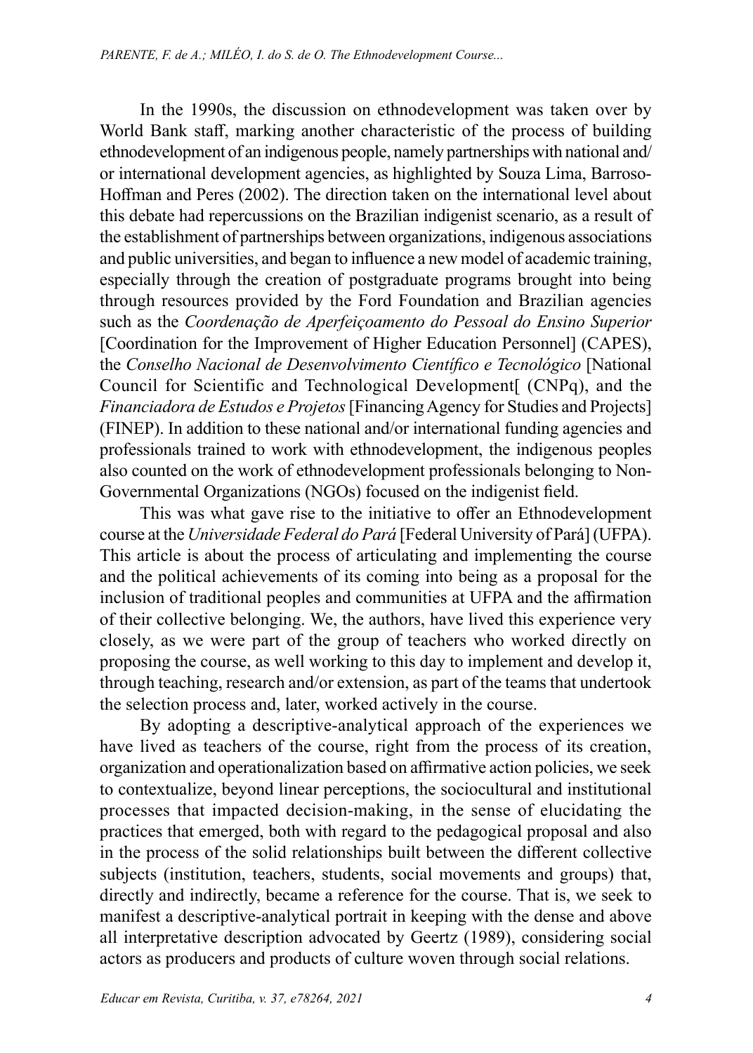In the 1990s, the discussion on ethnodevelopment was taken over by World Bank staff, marking another characteristic of the process of building ethnodevelopment of an indigenous people, namely partnerships with national and/or international development agencies, as highlighted by Souza Lima, Barroso-Hoffman and Peres (2002). The direction taken on the international level about this debate had repercussions on the Brazilian indigenist scenario, as a result of the establishment of partnerships between organizations, indigenous associations and public universities, and began to influence a new model of academic training, especially through the creation of postgraduate programs brought into being through resources provided by the Ford Foundation and Brazilian agencies such as the *Coordenação de Aperfeiçoamento do Pessoal do Ensino Superior* [Coordination for the Improvement of Higher Education Personnel] (CAPES), the *Conselho Nacional de Desenvolvimento Científico e Tecnológico* [National Council for Scientific and Technological Development[ (CNPq), and the *Financiadora de Estudos e Projetos* [Financing Agency for Studies and Projects] (FINEP). In addition to these national and/or international funding agencies and professionals trained to work with ethnodevelopment, the indigenous peoples also counted on the work of ethnodevelopment professionals belonging to Non-Governmental Organizations (NGOs) focused on the indigenist field.

This was what gave rise to the initiative to offer an Ethnodevelopment course at the *Universidade Federal do Pará* [Federal University of Pará] (UFPA). This article is about the process of articulating and implementing the course and the political achievements of its coming into being as a proposal for the inclusion of traditional peoples and communities at UFPA and the affirmation of their collective belonging. We, the authors, have lived this experience very closely, as we were part of the group of teachers who worked directly on proposing the course, as well working to this day to implement and develop it, through teaching, research and/or extension, as part of the teams that undertook the selection process and, later, worked actively in the course.

By adopting a descriptive-analytical approach of the experiences we have lived as teachers of the course, right from the process of its creation, organization and operationalization based on affirmative action policies, we seek to contextualize, beyond linear perceptions, the sociocultural and institutional processes that impacted decision-making, in the sense of elucidating the practices that emerged, both with regard to the pedagogical proposal and also in the process of the solid relationships built between the different collective subjects (institution, teachers, students, social movements and groups) that, directly and indirectly, became a reference for the course. That is, we seek to manifest a descriptive-analytical portrait in keeping with the dense and above all interpretative description advocated by Geertz (1989), considering social actors as producers and products of culture woven through social relations.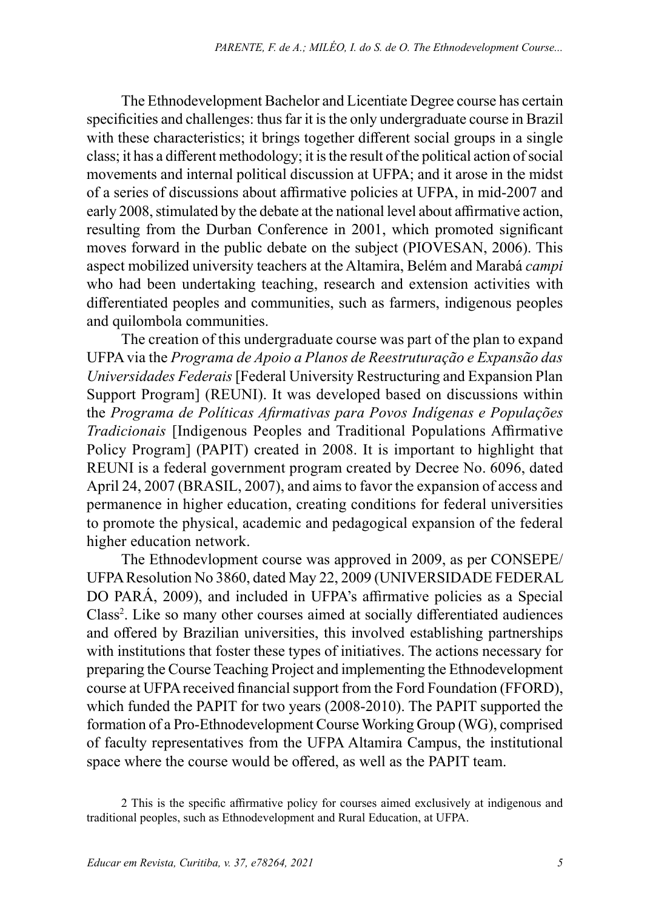The Ethnodevelopment Bachelor and Licentiate Degree course has certain specificities and challenges: thus far it is the only undergraduate course in Brazil with these characteristics; it brings together different social groups in a single class; it has a different methodology; it is the result of the political action of social movements and internal political discussion at UFPA; and it arose in the midst of a series of discussions about affirmative policies at UFPA, in mid-2007 and early 2008, stimulated by the debate at the national level about affirmative action, resulting from the Durban Conference in 2001, which promoted significant moves forward in the public debate on the subject (PIOVESAN, 2006). This aspect mobilized university teachers at the Altamira, Belém and Marabá *campi* who had been undertaking teaching, research and extension activities with differentiated peoples and communities, such as farmers, indigenous peoples and quilombola communities.

The creation of this undergraduate course was part of the plan to expand UFPA via the *Programa de Apoio a Planos de Reestruturação e Expansão das Universidades Federais* [Federal University Restructuring and Expansion Plan Support Program] (REUNI). It was developed based on discussions within the *Programa de Políticas Afirmativas para Povos Indígenas e Populações Tradicionais* [Indigenous Peoples and Traditional Populations Affirmative Policy Program] (PAPIT) created in 2008. It is important to highlight that REUNI is a federal government program created by Decree No. 6096, dated April 24, 2007 (BRASIL, 2007), and aims to favor the expansion of access and permanence in higher education, creating conditions for federal universities to promote the physical, academic and pedagogical expansion of the federal higher education network.

The Ethnodevlopment course was approved in 2009, as per CONSEPE/ UFPA Resolution No 3860, dated May 22, 2009 (UNIVERSIDADE FEDERAL DO PARÁ, 2009), and included in UFPA's affirmative policies as a Special Class[2]. Like so many other courses aimed at socially differentiated audiences and offered by Brazilian universities, this involved establishing partnerships with institutions that foster these types of initiatives. The actions necessary for preparing the Course Teaching Project and implementing the Ethnodevelopment course at UFPA received financial support from the Ford Foundation (FFORD), which funded the PAPIT for two years (2008-2010). The PAPIT supported the formation of a Pro-Ethnodevelopment Course Working Group (WG), comprised of faculty representatives from the UFPA Altamira Campus, the institutional space where the course would be offered, as well as the PAPIT team.

2 This is the specific affirmative policy for courses aimed exclusively at indigenous and traditional peoples, such as Ethnodevelopment and Rural Education, at UFPA.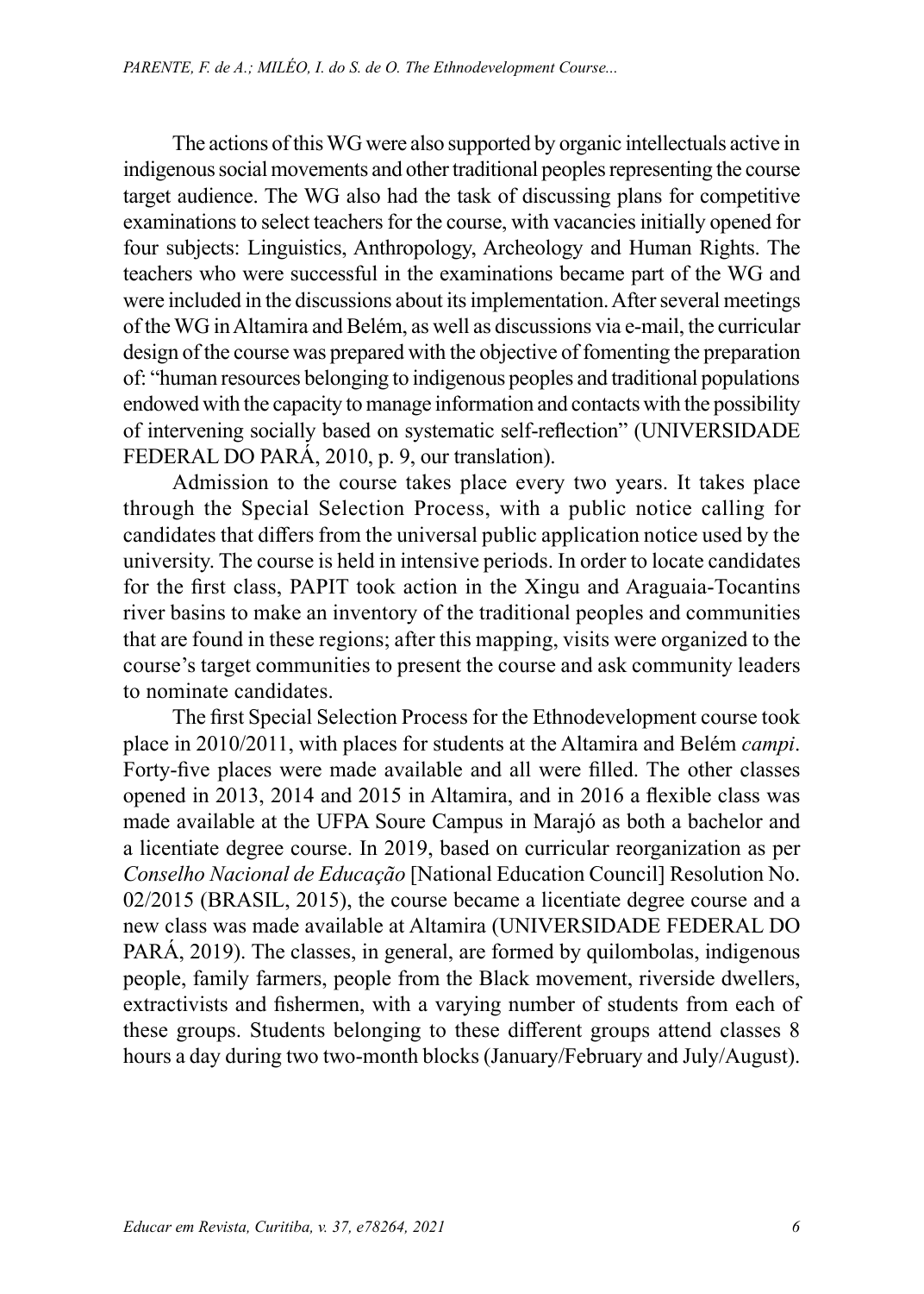The actions of this WG were also supported by organic intellectuals active in indigenous social movements and other traditional peoples representing the course target audience. The WG also had the task of discussing plans for competitive examinations to select teachers for the course, with vacancies initially opened for four subjects: Linguistics, Anthropology, Archeology and Human Rights. The teachers who were successful in the examinations became part of the WG and were included in the discussions about its implementation. After several meetings of the WG in Altamira and Belém, as well as discussions via e-mail, the curricular design of the course was prepared with the objective of fomenting the preparation of: "human resources belonging to indigenous peoples and traditional populations endowed with the capacity to manage information and contacts with the possibility of intervening socially based on systematic self-reflection" (UNIVERSIDADE FEDERAL DO PARÁ, 2010, p. 9, our translation).

Admission to the course takes place every two years. It takes place through the Special Selection Process, with a public notice calling for candidates that differs from the universal public application notice used by the university. The course is held in intensive periods. In order to locate candidates for the first class, PAPIT took action in the Xingu and Araguaia-Tocantins river basins to make an inventory of the traditional peoples and communities that are found in these regions; after this mapping, visits were organized to the course's target communities to present the course and ask community leaders to nominate candidates.

The first Special Selection Process for the Ethnodevelopment course took place in 2010/2011, with places for students at the Altamira and Belém *campi*. Forty-five places were made available and all were filled. The other classes opened in 2013, 2014 and 2015 in Altamira, and in 2016 a flexible class was made available at the UFPA Soure Campus in Marajó as both a bachelor and a licentiate degree course. In 2019, based on curricular reorganization as per *Conselho Nacional de Educação* [National Education Council] Resolution No. 02/2015 (BRASIL, 2015), the course became a licentiate degree course and a new class was made available at Altamira (UNIVERSIDADE FEDERAL DO PARÁ, 2019). The classes, in general, are formed by quilombolas, indigenous people, family farmers, people from the Black movement, riverside dwellers, extractivists and fishermen, with a varying number of students from each of these groups. Students belonging to these different groups attend classes 8 hours a day during two two-month blocks (January/February and July/August).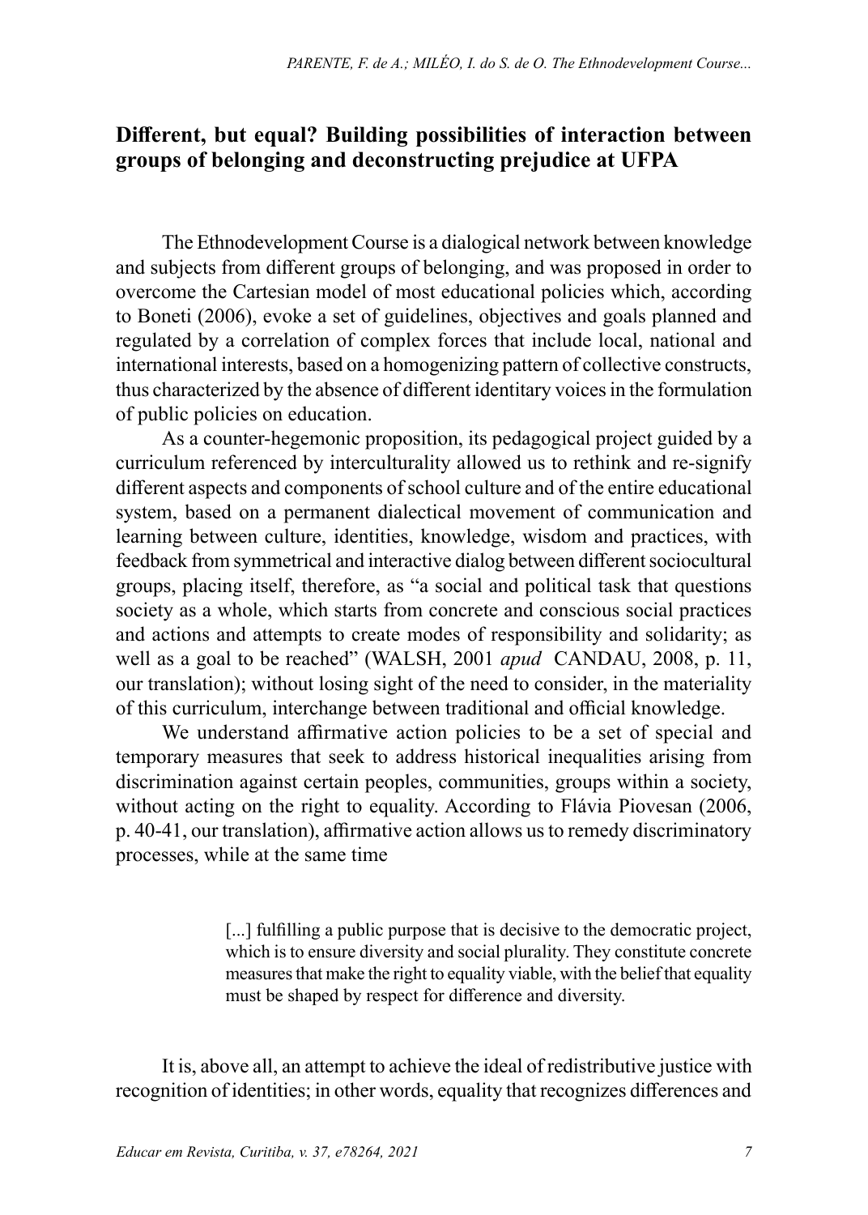## Different, but equal? Building possibilities of interaction between groups of belonging and deconstructing prejudice at UFPA

The Ethnodevelopment Course is a dialogical network between knowledge and subjects from different groups of belonging, and was proposed in order to overcome the Cartesian model of most educational policies which, according to Boneti (2006), evoke a set of guidelines, objectives and goals planned and regulated by a correlation of complex forces that include local, national and international interests, based on a homogenizing pattern of collective constructs, thus characterized by the absence of different identitary voices in the formulation of public policies on education.

As a counter-hegemonic proposition, its pedagogical project guided by a curriculum referenced by interculturality allowed us to rethink and re-signify different aspects and components of school culture and of the entire educational system, based on a permanent dialectical movement of communication and learning between culture, identities, knowledge, wisdom and practices, with feedback from symmetrical and interactive dialog between different sociocultural groups, placing itself, therefore, as "a social and political task that questions society as a whole, which starts from concrete and conscious social practices and actions and attempts to create modes of responsibility and solidarity; as well as a goal to be reached" (WALSH, 2001 *apud* CANDAU, 2008, p. 11, our translation); without losing sight of the need to consider, in the materiality of this curriculum, interchange between traditional and official knowledge.

We understand affirmative action policies to be a set of special and temporary measures that seek to address historical inequalities arising from discrimination against certain peoples, communities, groups within a society, without acting on the right to equality. According to Flávia Piovesan (2006, p. 40-41, our translation), affirmative action allows us to remedy discriminatory processes, while at the same time

> [...] fulfilling a public purpose that is decisive to the democratic project, which is to ensure diversity and social plurality. They constitute concrete measures that make the right to equality viable, with the belief that equality must be shaped by respect for difference and diversity.

It is, above all, an attempt to achieve the ideal of redistributive justice with recognition of identities; in other words, equality that recognizes differences and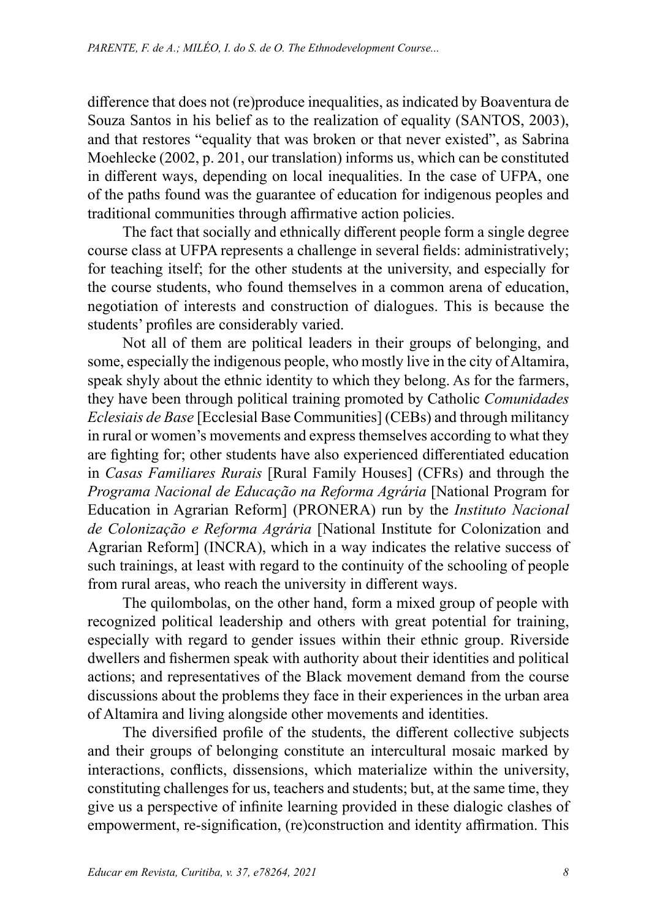difference that does not (re)produce inequalities, as indicated by Boaventura de Souza Santos in his belief as to the realization of equality (SANTOS, 2003), and that restores "equality that was broken or that never existed", as Sabrina Moehlecke (2002, p. 201, our translation) informs us, which can be constituted in different ways, depending on local inequalities. In the case of UFPA, one of the paths found was the guarantee of education for indigenous peoples and traditional communities through affirmative action policies.

The fact that socially and ethnically different people form a single degree course class at UFPA represents a challenge in several fields: administratively; for teaching itself; for the other students at the university, and especially for the course students, who found themselves in a common arena of education, negotiation of interests and construction of dialogues. This is because the students' profiles are considerably varied.

Not all of them are political leaders in their groups of belonging, and some, especially the indigenous people, who mostly live in the city of Altamira, speak shyly about the ethnic identity to which they belong. As for the farmers, they have been through political training promoted by Catholic *Comunidades Eclesiais de Base* [Ecclesial Base Communities] (CEBs) and through militancy in rural or women's movements and express themselves according to what they are fighting for; other students have also experienced differentiated education in *Casas Familiares Rurais* [Rural Family Houses] (CFRs) and through the *Programa Nacional de Educação na Reforma Agrária* [National Program for Education in Agrarian Reform] (PRONERA) run by the *Instituto Nacional de Colonização e Reforma Agrária* [National Institute for Colonization and Agrarian Reform] (INCRA), which in a way indicates the relative success of such trainings, at least with regard to the continuity of the schooling of people from rural areas, who reach the university in different ways.

The quilombolas, on the other hand, form a mixed group of people with recognized political leadership and others with great potential for training, especially with regard to gender issues within their ethnic group. Riverside dwellers and fishermen speak with authority about their identities and political actions; and representatives of the Black movement demand from the course discussions about the problems they face in their experiences in the urban area of Altamira and living alongside other movements and identities.

The diversified profile of the students, the different collective subjects and their groups of belonging constitute an intercultural mosaic marked by interactions, conflicts, dissensions, which materialize within the university, constituting challenges for us, teachers and students; but, at the same time, they give us a perspective of infinite learning provided in these dialogic clashes of empowerment, re-signification, (re)construction and identity affirmation. This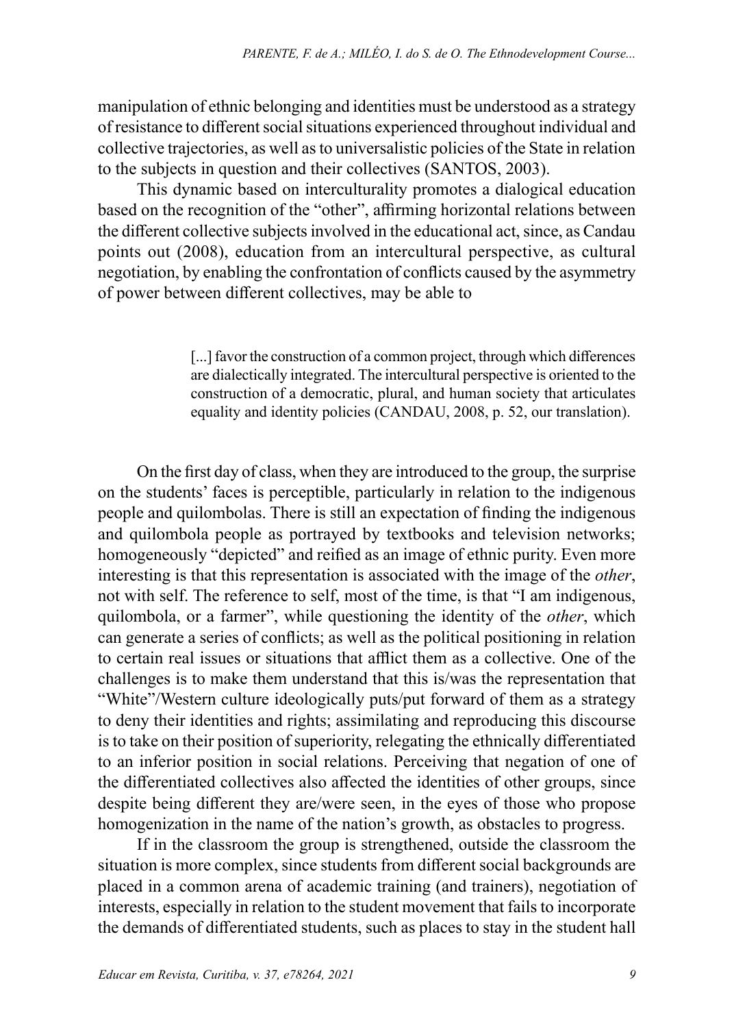manipulation of ethnic belonging and identities must be understood as a strategy of resistance to different social situations experienced throughout individual and collective trajectories, as well as to universalistic policies of the State in relation to the subjects in question and their collectives (SANTOS, 2003).

This dynamic based on interculturality promotes a dialogical education based on the recognition of the "other", affirming horizontal relations between the different collective subjects involved in the educational act, since, as Candau points out (2008), education from an intercultural perspective, as cultural negotiation, by enabling the confrontation of conflicts caused by the asymmetry of power between different collectives, may be able to

> [...] favor the construction of a common project, through which differences are dialectically integrated. The intercultural perspective is oriented to the construction of a democratic, plural, and human society that articulates equality and identity policies (CANDAU, 2008, p. 52, our translation).

On the first day of class, when they are introduced to the group, the surprise on the students' faces is perceptible, particularly in relation to the indigenous people and quilombolas. There is still an expectation of finding the indigenous and quilombola people as portrayed by textbooks and television networks; homogeneously "depicted" and reified as an image of ethnic purity. Even more interesting is that this representation is associated with the image of the *other*, not with self. The reference to self, most of the time, is that "I am indigenous, quilombola, or a farmer", while questioning the identity of the *other*, which can generate a series of conflicts; as well as the political positioning in relation to certain real issues or situations that afflict them as a collective. One of the challenges is to make them understand that this is/was the representation that "White"/Western culture ideologically puts/put forward of them as a strategy to deny their identities and rights; assimilating and reproducing this discourse is to take on their position of superiority, relegating the ethnically differentiated to an inferior position in social relations. Perceiving that negation of one of the differentiated collectives also affected the identities of other groups, since despite being different they are/were seen, in the eyes of those who propose homogenization in the name of the nation's growth, as obstacles to progress.

If in the classroom the group is strengthened, outside the classroom the situation is more complex, since students from different social backgrounds are placed in a common arena of academic training (and trainers), negotiation of interests, especially in relation to the student movement that fails to incorporate the demands of differentiated students, such as places to stay in the student hall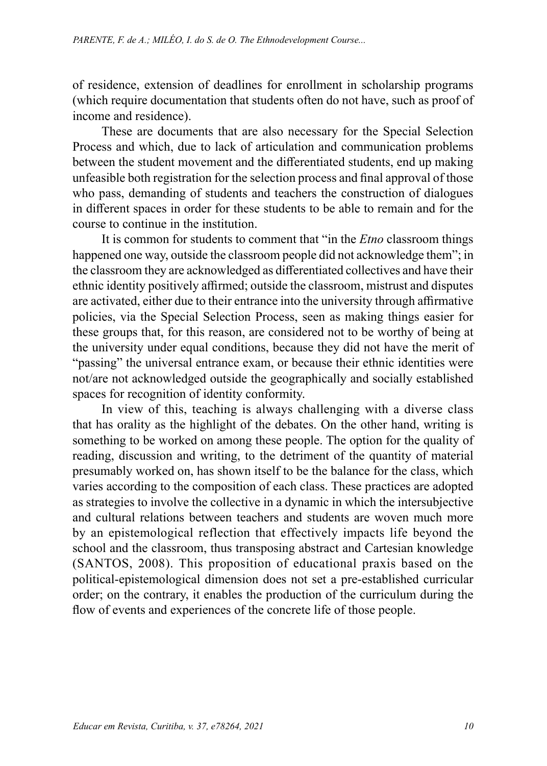of residence, extension of deadlines for enrollment in scholarship programs (which require documentation that students often do not have, such as proof of income and residence).

These are documents that are also necessary for the Special Selection Process and which, due to lack of articulation and communication problems between the student movement and the differentiated students, end up making unfeasible both registration for the selection process and final approval of those who pass, demanding of students and teachers the construction of dialogues in different spaces in order for these students to be able to remain and for the course to continue in the institution.

It is common for students to comment that "in the *Etno* classroom things happened one way, outside the classroom people did not acknowledge them"; in the classroom they are acknowledged as differentiated collectives and have their ethnic identity positively affirmed; outside the classroom, mistrust and disputes are activated, either due to their entrance into the university through affirmative policies, via the Special Selection Process, seen as making things easier for these groups that, for this reason, are considered not to be worthy of being at the university under equal conditions, because they did not have the merit of "passing" the universal entrance exam, or because their ethnic identities were not/are not acknowledged outside the geographically and socially established spaces for recognition of identity conformity.

In view of this, teaching is always challenging with a diverse class that has orality as the highlight of the debates. On the other hand, writing is something to be worked on among these people. The option for the quality of reading, discussion and writing, to the detriment of the quantity of material presumably worked on, has shown itself to be the balance for the class, which varies according to the composition of each class. These practices are adopted as strategies to involve the collective in a dynamic in which the intersubjective and cultural relations between teachers and students are woven much more by an epistemological reflection that effectively impacts life beyond the school and the classroom, thus transposing abstract and Cartesian knowledge (SANTOS, 2008). This proposition of educational praxis based on the political-epistemological dimension does not set a pre-established curricular order; on the contrary, it enables the production of the curriculum during the flow of events and experiences of the concrete life of those people.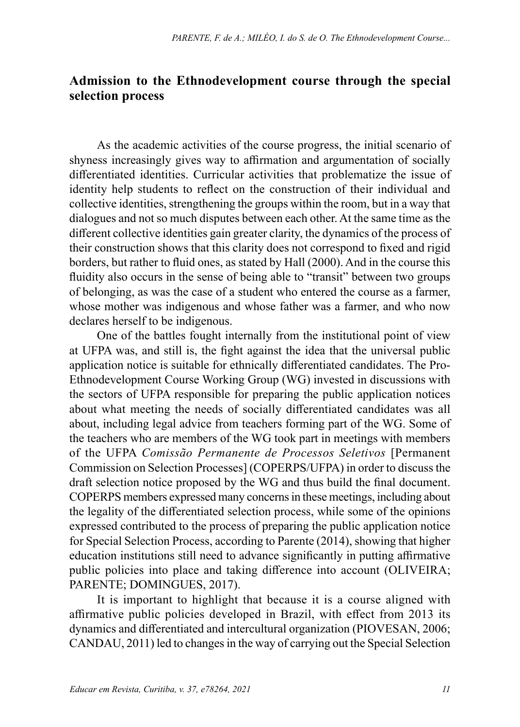## Admission to the Ethnodevelopment course through the special selection process

As the academic activities of the course progress, the initial scenario of shyness increasingly gives way to affirmation and argumentation of socially differentiated identities. Curricular activities that problematize the issue of identity help students to reflect on the construction of their individual and collective identities, strengthening the groups within the room, but in a way that dialogues and not so much disputes between each other. At the same time as the different collective identities gain greater clarity, the dynamics of the process of their construction shows that this clarity does not correspond to fixed and rigid borders, but rather to fluid ones, as stated by Hall (2000). And in the course this fluidity also occurs in the sense of being able to "transit" between two groups of belonging, as was the case of a student who entered the course as a farmer, whose mother was indigenous and whose father was a farmer, and who now declares herself to be indigenous.

One of the battles fought internally from the institutional point of view at UFPA was, and still is, the fight against the idea that the universal public application notice is suitable for ethnically differentiated candidates. The Pro-Ethnodevelopment Course Working Group (WG) invested in discussions with the sectors of UFPA responsible for preparing the public application notices about what meeting the needs of socially differentiated candidates was all about, including legal advice from teachers forming part of the WG. Some of the teachers who are members of the WG took part in meetings with members of the UFPA *Comissão Permanente de Processos Seletivos* [Permanent Commission on Selection Processes] (COPERPS/UFPA) in order to discuss the draft selection notice proposed by the WG and thus build the final document. COPERPS members expressed many concerns in these meetings, including about the legality of the differentiated selection process, while some of the opinions expressed contributed to the process of preparing the public application notice for Special Selection Process, according to Parente (2014), showing that higher education institutions still need to advance significantly in putting affirmative public policies into place and taking difference into account (OLIVEIRA; PARENTE; DOMINGUES, 2017).

It is important to highlight that because it is a course aligned with affirmative public policies developed in Brazil, with effect from 2013 its dynamics and differentiated and intercultural organization (PIOVESAN, 2006; CANDAU, 2011) led to changes in the way of carrying out the Special Selection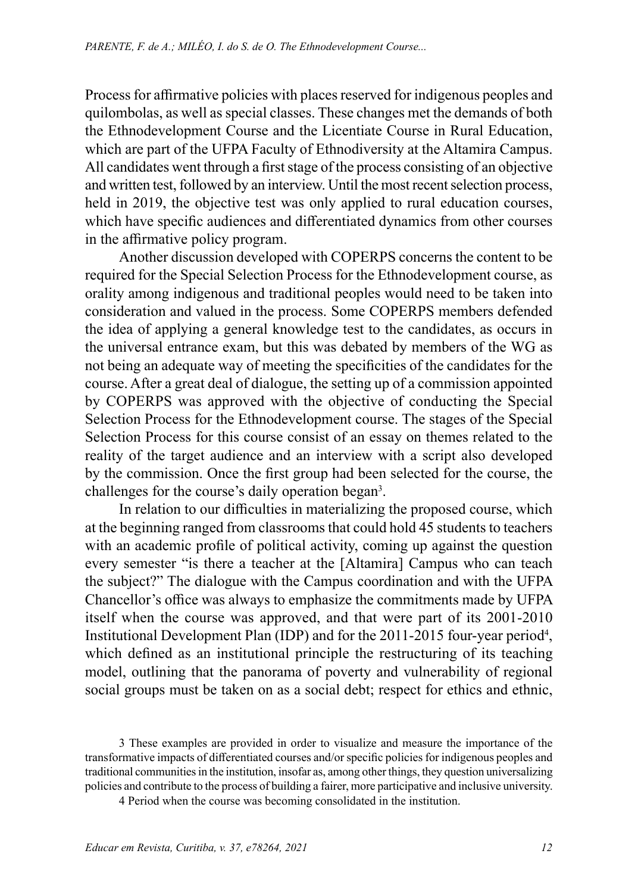Process for affirmative policies with places reserved for indigenous peoples and quilombolas, as well as special classes. These changes met the demands of both the Ethnodevelopment Course and the Licentiate Course in Rural Education, which are part of the UFPA Faculty of Ethnodiversity at the Altamira Campus. All candidates went through a first stage of the process consisting of an objective and written test, followed by an interview. Until the most recent selection process, held in 2019, the objective test was only applied to rural education courses, which have specific audiences and differentiated dynamics from other courses in the affirmative policy program.

Another discussion developed with COPERPS concerns the content to be required for the Special Selection Process for the Ethnodevelopment course, as orality among indigenous and traditional peoples would need to be taken into consideration and valued in the process. Some COPERPS members defended the idea of applying a general knowledge test to the candidates, as occurs in the universal entrance exam, but this was debated by members of the WG as not being an adequate way of meeting the specificities of the candidates for the course. After a great deal of dialogue, the setting up of a commission appointed by COPERPS was approved with the objective of conducting the Special Selection Process for the Ethnodevelopment course. The stages of the Special Selection Process for this course consist of an essay on themes related to the reality of the target audience and an interview with a script also developed by the commission. Once the first group had been selected for the course, the challenges for the course's daily operation began[3].

In relation to our difficulties in materializing the proposed course, which at the beginning ranged from classrooms that could hold 45 students to teachers with an academic profile of political activity, coming up against the question every semester "is there a teacher at the [Altamira] Campus who can teach the subject?" The dialogue with the Campus coordination and with the UFPA Chancellor's office was always to emphasize the commitments made by UFPA itself when the course was approved, and that were part of its 2001-2010 Institutional Development Plan (IDP) and for the 2011-2015 four-year period[4], which defined as an institutional principle the restructuring of its teaching model, outlining that the panorama of poverty and vulnerability of regional social groups must be taken on as a social debt; respect for ethics and ethnic,

3 These examples are provided in order to visualize and measure the importance of the transformative impacts of differentiated courses and/or specific policies for indigenous peoples and traditional communities in the institution, insofar as, among other things, they question universalizing policies and contribute to the process of building a fairer, more participative and inclusive university.

4 Period when the course was becoming consolidated in the institution.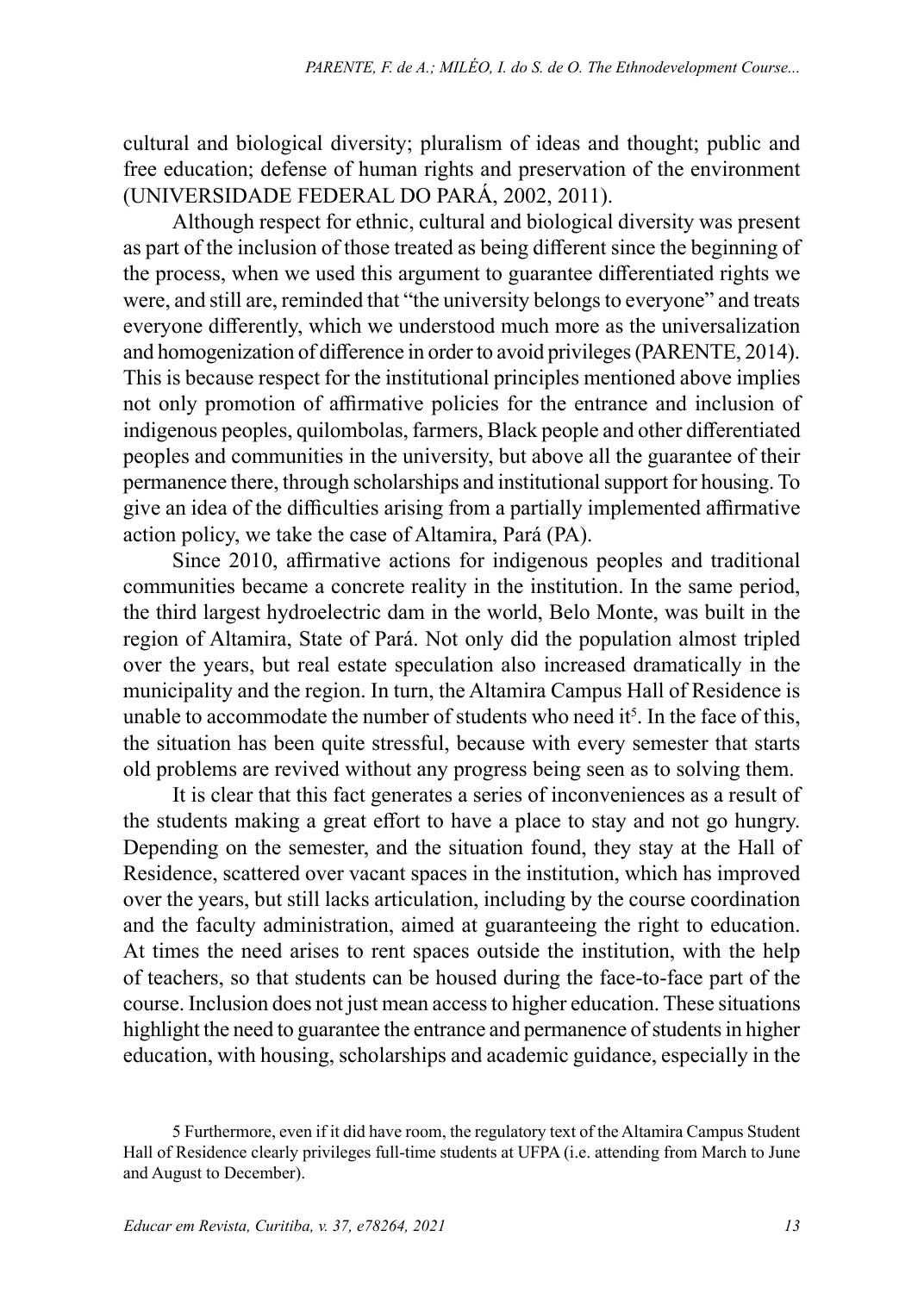cultural and biological diversity; pluralism of ideas and thought; public and free education; defense of human rights and preservation of the environment (UNIVERSIDADE FEDERAL DO PARÁ, 2002, 2011).

Although respect for ethnic, cultural and biological diversity was present as part of the inclusion of those treated as being different since the beginning of the process, when we used this argument to guarantee differentiated rights we were, and still are, reminded that "the university belongs to everyone" and treats everyone differently, which we understood much more as the universalization and homogenization of difference in order to avoid privileges (PARENTE, 2014). This is because respect for the institutional principles mentioned above implies not only promotion of affirmative policies for the entrance and inclusion of indigenous peoples, quilombolas, farmers, Black people and other differentiated peoples and communities in the university, but above all the guarantee of their permanence there, through scholarships and institutional support for housing. To give an idea of the difficulties arising from a partially implemented affirmative action policy, we take the case of Altamira, Pará (PA).

Since 2010, affirmative actions for indigenous peoples and traditional communities became a concrete reality in the institution. In the same period, the third largest hydroelectric dam in the world, Belo Monte, was built in the region of Altamira, State of Pará. Not only did the population almost tripled over the years, but real estate speculation also increased dramatically in the municipality and the region. In turn, the Altamira Campus Hall of Residence is unable to accommodate the number of students who need it[5]. In the face of this, the situation has been quite stressful, because with every semester that starts old problems are revived without any progress being seen as to solving them.

It is clear that this fact generates a series of inconveniences as a result of the students making a great effort to have a place to stay and not go hungry. Depending on the semester, and the situation found, they stay at the Hall of Residence, scattered over vacant spaces in the institution, which has improved over the years, but still lacks articulation, including by the course coordination and the faculty administration, aimed at guaranteeing the right to education. At times the need arises to rent spaces outside the institution, with the help of teachers, so that students can be housed during the face-to-face part of the course. Inclusion does not just mean access to higher education. These situations highlight the need to guarantee the entrance and permanence of students in higher education, with housing, scholarships and academic guidance, especially in the

5 Furthermore, even if it did have room, the regulatory text of the Altamira Campus Student Hall of Residence clearly privileges full-time students at UFPA (i.e. attending from March to June and August to December).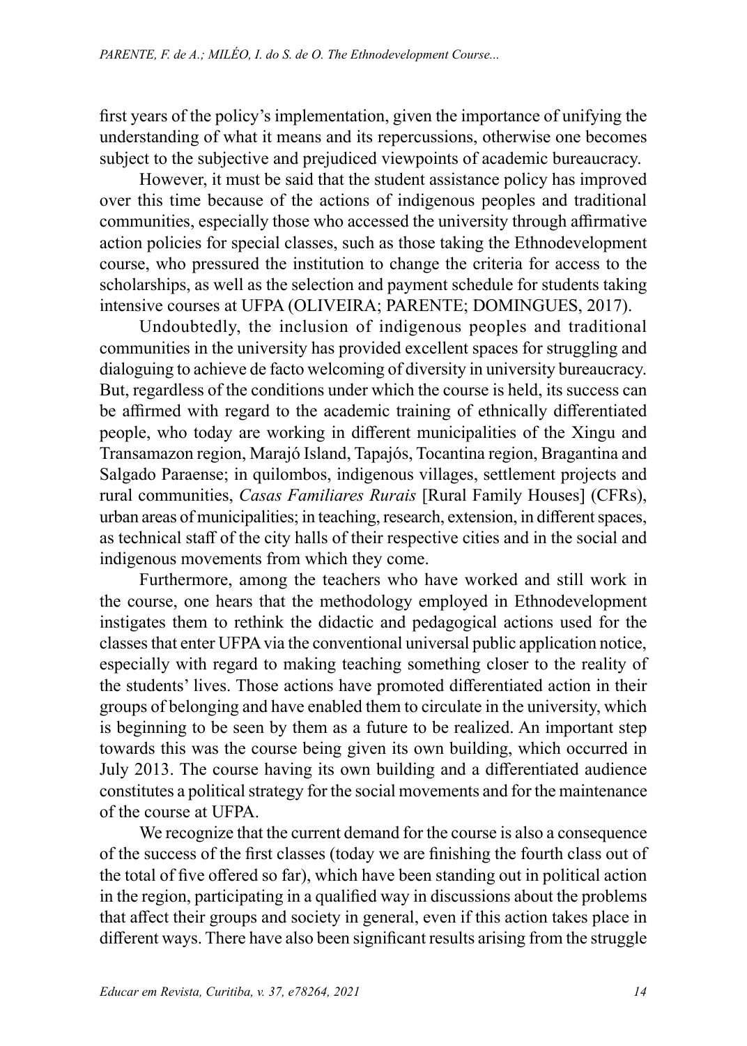first years of the policy's implementation, given the importance of unifying the understanding of what it means and its repercussions, otherwise one becomes subject to the subjective and prejudiced viewpoints of academic bureaucracy.

However, it must be said that the student assistance policy has improved over this time because of the actions of indigenous peoples and traditional communities, especially those who accessed the university through affirmative action policies for special classes, such as those taking the Ethnodevelopment course, who pressured the institution to change the criteria for access to the scholarships, as well as the selection and payment schedule for students taking intensive courses at UFPA (OLIVEIRA; PARENTE; DOMINGUES, 2017).

Undoubtedly, the inclusion of indigenous peoples and traditional communities in the university has provided excellent spaces for struggling and dialoguing to achieve de facto welcoming of diversity in university bureaucracy. But, regardless of the conditions under which the course is held, its success can be affirmed with regard to the academic training of ethnically differentiated people, who today are working in different municipalities of the Xingu and Transamazon region, Marajó Island, Tapajós, Tocantina region, Bragantina and Salgado Paraense; in quilombos, indigenous villages, settlement projects and rural communities, *Casas Familiares Rurais* [Rural Family Houses] (CFRs), urban areas of municipalities; in teaching, research, extension, in different spaces, as technical staff of the city halls of their respective cities and in the social and indigenous movements from which they come.

Furthermore, among the teachers who have worked and still work in the course, one hears that the methodology employed in Ethnodevelopment instigates them to rethink the didactic and pedagogical actions used for the classes that enter UFPA via the conventional universal public application notice, especially with regard to making teaching something closer to the reality of the students' lives. Those actions have promoted differentiated action in their groups of belonging and have enabled them to circulate in the university, which is beginning to be seen by them as a future to be realized. An important step towards this was the course being given its own building, which occurred in July 2013. The course having its own building and a differentiated audience constitutes a political strategy for the social movements and for the maintenance of the course at UFPA.

We recognize that the current demand for the course is also a consequence of the success of the first classes (today we are finishing the fourth class out of the total of five offered so far), which have been standing out in political action in the region, participating in a qualified way in discussions about the problems that affect their groups and society in general, even if this action takes place in different ways. There have also been significant results arising from the struggle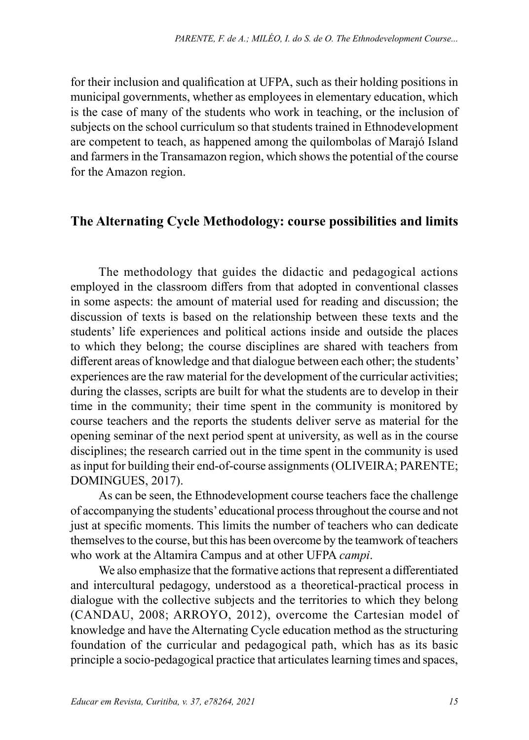for their inclusion and qualification at UFPA, such as their holding positions in municipal governments, whether as employees in elementary education, which is the case of many of the students who work in teaching, or the inclusion of subjects on the school curriculum so that students trained in Ethnodevelopment are competent to teach, as happened among the quilombolas of Marajó Island and farmers in the Transamazon region, which shows the potential of the course for the Amazon region.

## The Alternating Cycle Methodology: course possibilities and limits

The methodology that guides the didactic and pedagogical actions employed in the classroom differs from that adopted in conventional classes in some aspects: the amount of material used for reading and discussion; the discussion of texts is based on the relationship between these texts and the students' life experiences and political actions inside and outside the places to which they belong; the course disciplines are shared with teachers from different areas of knowledge and that dialogue between each other; the students' experiences are the raw material for the development of the curricular activities; during the classes, scripts are built for what the students are to develop in their time in the community; their time spent in the community is monitored by course teachers and the reports the students deliver serve as material for the opening seminar of the next period spent at university, as well as in the course disciplines; the research carried out in the time spent in the community is used as input for building their end-of-course assignments (OLIVEIRA; PARENTE; DOMINGUES, 2017).

As can be seen, the Ethnodevelopment course teachers face the challenge of accompanying the students' educational process throughout the course and not just at specific moments. This limits the number of teachers who can dedicate themselves to the course, but this has been overcome by the teamwork of teachers who work at the Altamira Campus and at other UFPA *campi*.

We also emphasize that the formative actions that represent a differentiated and intercultural pedagogy, understood as a theoretical-practical process in dialogue with the collective subjects and the territories to which they belong (CANDAU, 2008; ARROYO, 2012), overcome the Cartesian model of knowledge and have the Alternating Cycle education method as the structuring foundation of the curricular and pedagogical path, which has as its basic principle a socio-pedagogical practice that articulates learning times and spaces,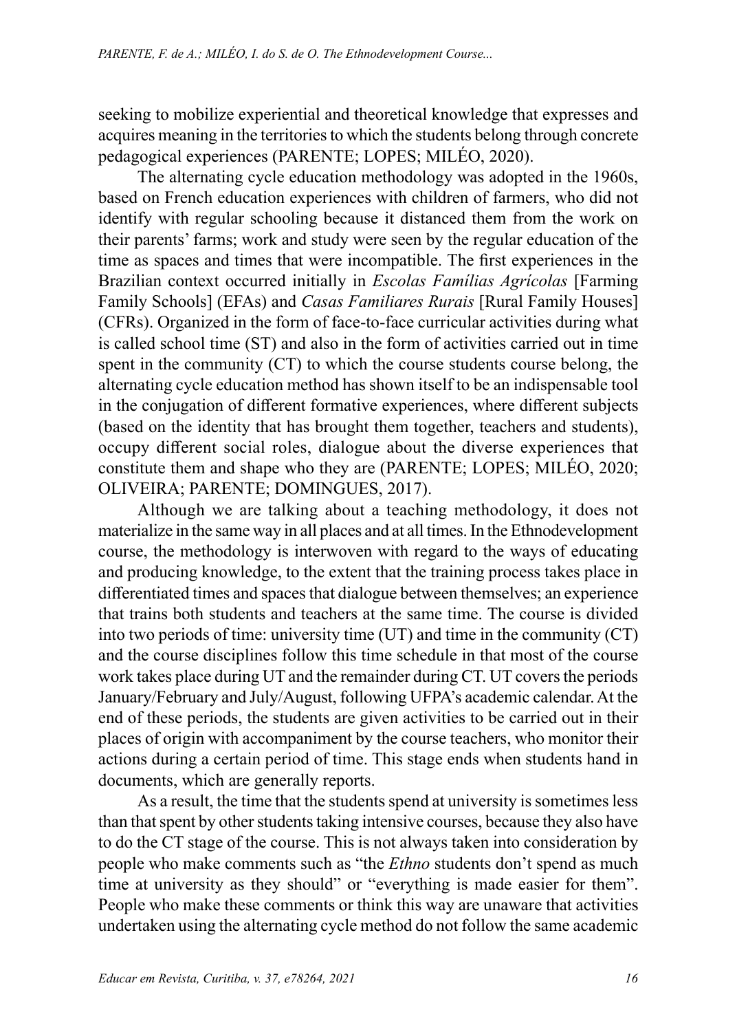seeking to mobilize experiential and theoretical knowledge that expresses and acquires meaning in the territories to which the students belong through concrete pedagogical experiences (PARENTE; LOPES; MILÉO, 2020).

The alternating cycle education methodology was adopted in the 1960s, based on French education experiences with children of farmers, who did not identify with regular schooling because it distanced them from the work on their parents' farms; work and study were seen by the regular education of the time as spaces and times that were incompatible. The first experiences in the Brazilian context occurred initially in *Escolas Famílias Agrícolas* [Farming Family Schools] (EFAs) and *Casas Familiares Rurais* [Rural Family Houses] (CFRs). Organized in the form of face-to-face curricular activities during what is called school time (ST) and also in the form of activities carried out in time spent in the community (CT) to which the course students course belong, the alternating cycle education method has shown itself to be an indispensable tool in the conjugation of different formative experiences, where different subjects (based on the identity that has brought them together, teachers and students), occupy different social roles, dialogue about the diverse experiences that constitute them and shape who they are (PARENTE; LOPES; MILÉO, 2020; OLIVEIRA; PARENTE; DOMINGUES, 2017).

Although we are talking about a teaching methodology, it does not materialize in the same way in all places and at all times. In the Ethnodevelopment course, the methodology is interwoven with regard to the ways of educating and producing knowledge, to the extent that the training process takes place in differentiated times and spaces that dialogue between themselves; an experience that trains both students and teachers at the same time. The course is divided into two periods of time: university time (UT) and time in the community (CT) and the course disciplines follow this time schedule in that most of the course work takes place during UT and the remainder during CT. UT covers the periods January/February and July/August, following UFPA's academic calendar. At the end of these periods, the students are given activities to be carried out in their places of origin with accompaniment by the course teachers, who monitor their actions during a certain period of time. This stage ends when students hand in documents, which are generally reports.

As a result, the time that the students spend at university is sometimes less than that spent by other students taking intensive courses, because they also have to do the CT stage of the course. This is not always taken into consideration by people who make comments such as "the *Ethno* students don't spend as much time at university as they should" or "everything is made easier for them". People who make these comments or think this way are unaware that activities undertaken using the alternating cycle method do not follow the same academic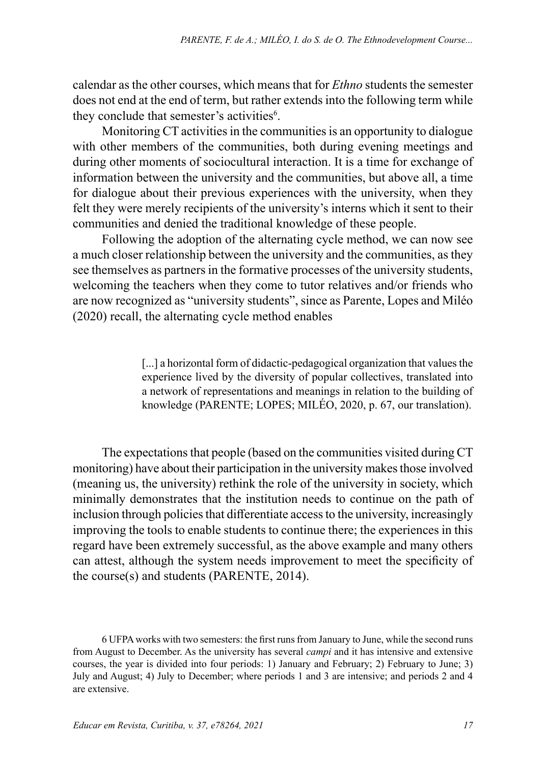calendar as the other courses, which means that for *Ethno* students the semester does not end at the end of term, but rather extends into the following term while they conclude that semester's activities[6].

Monitoring CT activities in the communities is an opportunity to dialogue with other members of the communities, both during evening meetings and during other moments of sociocultural interaction. It is a time for exchange of information between the university and the communities, but above all, a time for dialogue about their previous experiences with the university, when they felt they were merely recipients of the university's interns which it sent to their communities and denied the traditional knowledge of these people.

Following the adoption of the alternating cycle method, we can now see a much closer relationship between the university and the communities, as they see themselves as partners in the formative processes of the university students, welcoming the teachers when they come to tutor relatives and/or friends who are now recognized as "university students", since as Parente, Lopes and Miléo (2020) recall, the alternating cycle method enables

> [...] a horizontal form of didactic-pedagogical organization that values the experience lived by the diversity of popular collectives, translated into a network of representations and meanings in relation to the building of knowledge (PARENTE; LOPES; MILÉO, 2020, p. 67, our translation).

The expectations that people (based on the communities visited during CT monitoring) have about their participation in the university makes those involved (meaning us, the university) rethink the role of the university in society, which minimally demonstrates that the institution needs to continue on the path of inclusion through policies that differentiate access to the university, increasingly improving the tools to enable students to continue there; the experiences in this regard have been extremely successful, as the above example and many others can attest, although the system needs improvement to meet the specificity of the course(s) and students (PARENTE, 2014).

6 UFPA works with two semesters: the first runs from January to June, while the second runs from August to December. As the university has several *campi* and it has intensive and extensive courses, the year is divided into four periods: 1) January and February; 2) February to June; 3) July and August; 4) July to December; where periods 1 and 3 are intensive; and periods 2 and 4 are extensive.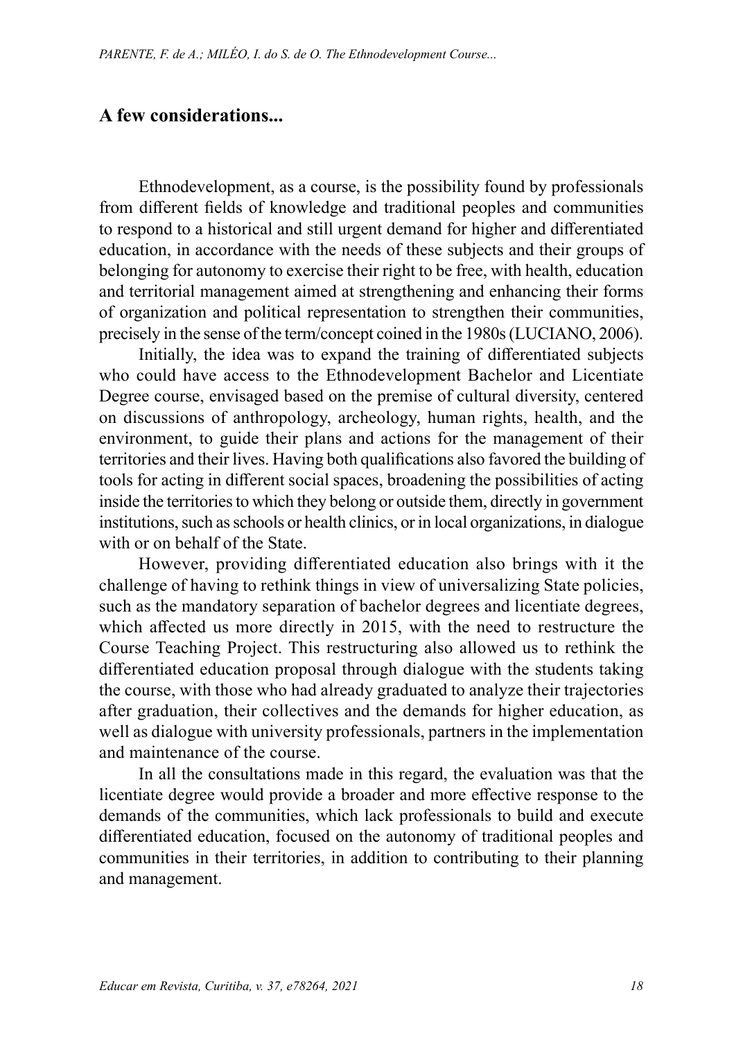## A few considerations...

Ethnodevelopment, as a course, is the possibility found by professionals from different fields of knowledge and traditional peoples and communities to respond to a historical and still urgent demand for higher and differentiated education, in accordance with the needs of these subjects and their groups of belonging for autonomy to exercise their right to be free, with health, education and territorial management aimed at strengthening and enhancing their forms of organization and political representation to strengthen their communities, precisely in the sense of the term/concept coined in the 1980s (LUCIANO, 2006).

Initially, the idea was to expand the training of differentiated subjects who could have access to the Ethnodevelopment Bachelor and Licentiate Degree course, envisaged based on the premise of cultural diversity, centered on discussions of anthropology, archeology, human rights, health, and the environment, to guide their plans and actions for the management of their territories and their lives. Having both qualifications also favored the building of tools for acting in different social spaces, broadening the possibilities of acting inside the territories to which they belong or outside them, directly in government institutions, such as schools or health clinics, or in local organizations, in dialogue with or on behalf of the State.

However, providing differentiated education also brings with it the challenge of having to rethink things in view of universalizing State policies, such as the mandatory separation of bachelor degrees and licentiate degrees, which affected us more directly in 2015, with the need to restructure the Course Teaching Project. This restructuring also allowed us to rethink the differentiated education proposal through dialogue with the students taking the course, with those who had already graduated to analyze their trajectories after graduation, their collectives and the demands for higher education, as well as dialogue with university professionals, partners in the implementation and maintenance of the course.

In all the consultations made in this regard, the evaluation was that the licentiate degree would provide a broader and more effective response to the demands of the communities, which lack professionals to build and execute differentiated education, focused on the autonomy of traditional peoples and communities in their territories, in addition to contributing to their planning and management.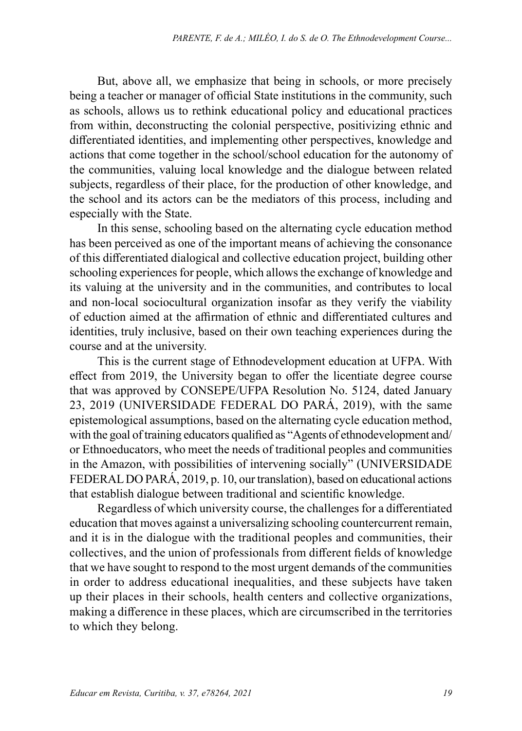But, above all, we emphasize that being in schools, or more precisely being a teacher or manager of official State institutions in the community, such as schools, allows us to rethink educational policy and educational practices from within, deconstructing the colonial perspective, positivizing ethnic and differentiated identities, and implementing other perspectives, knowledge and actions that come together in the school/school education for the autonomy of the communities, valuing local knowledge and the dialogue between related subjects, regardless of their place, for the production of other knowledge, and the school and its actors can be the mediators of this process, including and especially with the State.

In this sense, schooling based on the alternating cycle education method has been perceived as one of the important means of achieving the consonance of this differentiated dialogical and collective education project, building other schooling experiences for people, which allows the exchange of knowledge and its valuing at the university and in the communities, and contributes to local and non-local sociocultural organization insofar as they verify the viability of eduction aimed at the affirmation of ethnic and differentiated cultures and identities, truly inclusive, based on their own teaching experiences during the course and at the university.

This is the current stage of Ethnodevelopment education at UFPA. With effect from 2019, the University began to offer the licentiate degree course that was approved by CONSEPE/UFPA Resolution No. 5124, dated January 23, 2019 (UNIVERSIDADE FEDERAL DO PARÁ, 2019), with the same epistemological assumptions, based on the alternating cycle education method, with the goal of training educators qualified as "Agents of ethnodevelopment and/or Ethnoeducators, who meet the needs of traditional peoples and communities in the Amazon, with possibilities of intervening socially" (UNIVERSIDADE FEDERAL DO PARÁ, 2019, p. 10, our translation), based on educational actions that establish dialogue between traditional and scientific knowledge.

Regardless of which university course, the challenges for a differentiated education that moves against a universalizing schooling countercurrent remain, and it is in the dialogue with the traditional peoples and communities, their collectives, and the union of professionals from different fields of knowledge that we have sought to respond to the most urgent demands of the communities in order to address educational inequalities, and these subjects have taken up their places in their schools, health centers and collective organizations, making a difference in these places, which are circumscribed in the territories to which they belong.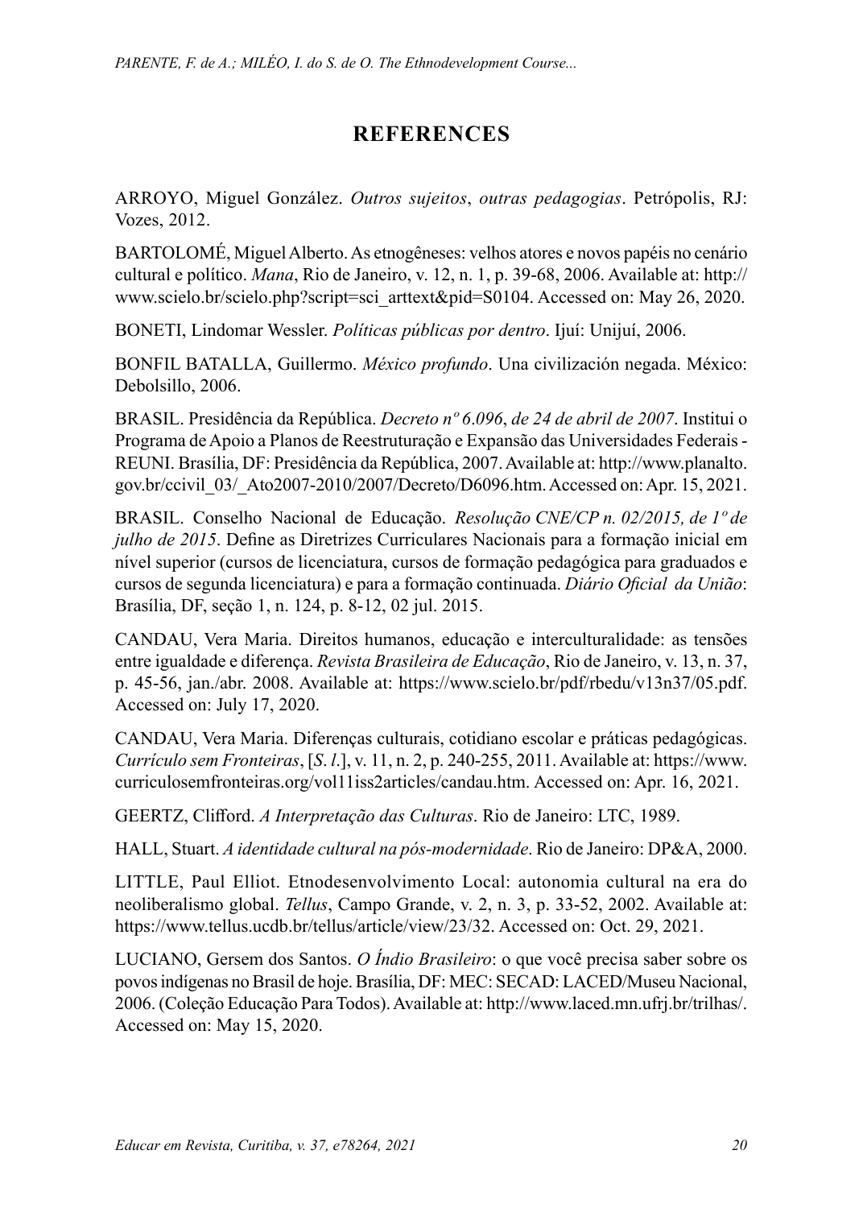## REFERENCES

ARROYO, Miguel González. *Outros sujeitos*, *outras pedagogias*. Petrópolis, RJ: Vozes, 2012.

BARTOLOMÉ, Miguel Alberto. As etnogêneses: velhos atores e novos papéis no cenário cultural e político. *Mana*, Rio de Janeiro, v. 12, n. 1, p. 39-68, 2006. Available at: http://www.scielo.br/scielo.php?script=sci_arttext&pid=S0104. Accessed on: May 26, 2020.

BONETI, Lindomar Wessler. *Políticas públicas por dentro*. Ijuí: Unijuí, 2006.

BONFIL BATALLA, Guillermo. *México profundo*. Una civilización negada. México: Debolsillo, 2006.

BRASIL. Presidência da República. *Decreto nº 6.096*, *de 24 de abril de 2007*. Institui o Programa de Apoio a Planos de Reestruturação e Expansão das Universidades Federais - REUNI. Brasília, DF: Presidência da República, 2007. Available at: http://www.planalto.gov.br/ccivil_03/_Ato2007-2010/2007/Decreto/D6096.htm. Accessed on: Apr. 15, 2021.

BRASIL. Conselho Nacional de Educação. *Resolução CNE/CP n. 02/2015, de 1º de julho de 2015*. Define as Diretrizes Curriculares Nacionais para a formação inicial em nível superior (cursos de licenciatura, cursos de formação pedagógica para graduados e cursos de segunda licenciatura) e para a formação continuada. *Diário Oficial da União*: Brasília, DF, seção 1, n. 124, p. 8-12, 02 jul. 2015.

CANDAU, Vera Maria. Direitos humanos, educação e interculturalidade: as tensões entre igualdade e diferença. *Revista Brasileira de Educação*, Rio de Janeiro, v. 13, n. 37, p. 45-56, jan./abr. 2008. Available at: https://www.scielo.br/pdf/rbedu/v13n37/05.pdf. Accessed on: July 17, 2020.

CANDAU, Vera Maria. Diferenças culturais, cotidiano escolar e práticas pedagógicas. *Currículo sem Fronteiras*, [*S. l.*], v. 11, n. 2, p. 240-255, 2011. Available at: https://www.curriculosemfronteiras.org/vol11iss2articles/candau.htm. Accessed on: Apr. 16, 2021.

GEERTZ, Clifford. *A Interpretação das Culturas*. Rio de Janeiro: LTC, 1989.

HALL, Stuart. *A identidade cultural na pós-modernidade*. Rio de Janeiro: DP&A, 2000.

LITTLE, Paul Elliot. Etnodesenvolvimento Local: autonomia cultural na era do neoliberalismo global. *Tellus*, Campo Grande, v. 2, n. 3, p. 33-52, 2002. Available at: https://www.tellus.ucdb.br/tellus/article/view/23/32. Accessed on: Oct. 29, 2021.

LUCIANO, Gersem dos Santos. *O Índio Brasileiro*: o que você precisa saber sobre os povos indígenas no Brasil de hoje. Brasília, DF: MEC: SECAD: LACED/Museu Nacional, 2006. (Coleção Educação Para Todos). Available at: http://www.laced.mn.ufrj.br/trilhas/. Accessed on: May 15, 2020.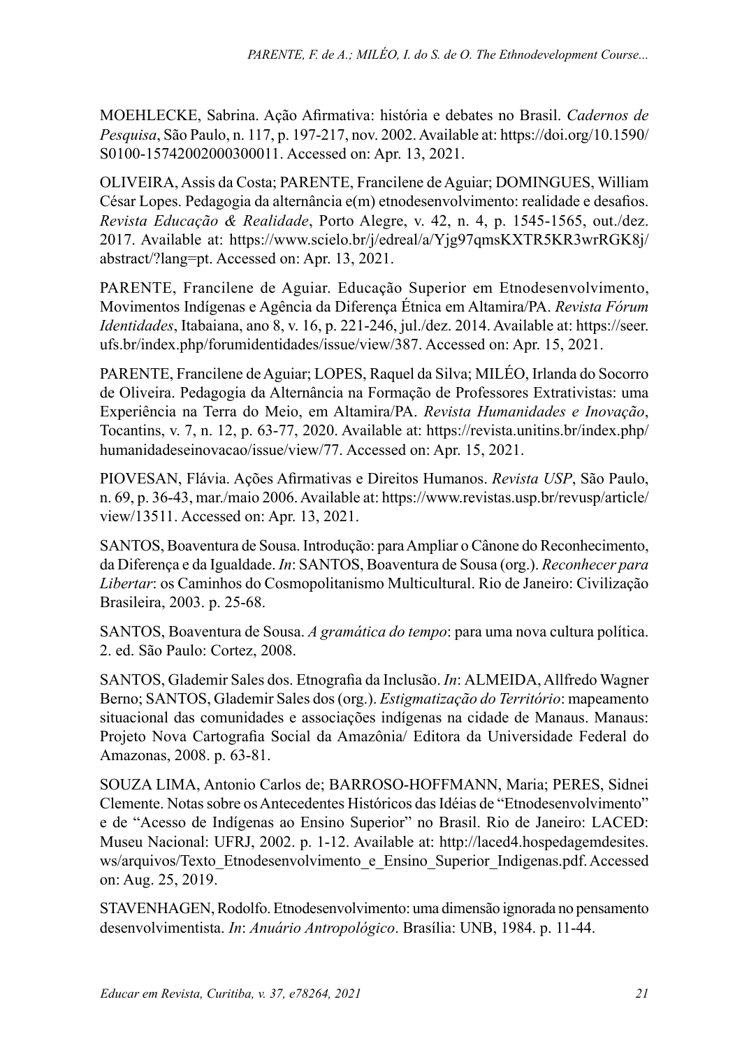MOEHLECKE, Sabrina. Ação Afirmativa: história e debates no Brasil. *Cadernos de Pesquisa*, São Paulo, n. 117, p. 197-217, nov. 2002. Available at: https://doi.org/10.1590/S0100-15742002000300011. Accessed on: Apr. 13, 2021.

OLIVEIRA, Assis da Costa; PARENTE, Francilene de Aguiar; DOMINGUES, William César Lopes. Pedagogia da alternância e(m) etnodesenvolvimento: realidade e desafios. *Revista Educação & Realidade*, Porto Alegre, v. 42, n. 4, p. 1545-1565, out./dez. 2017. Available at: https://www.scielo.br/j/edreal/a/Yjg97qmsKXTR5KR3wrRGK8j/abstract/?lang=pt. Accessed on: Apr. 13, 2021.

PARENTE, Francilene de Aguiar. Educação Superior em Etnodesenvolvimento, Movimentos Indígenas e Agência da Diferença Étnica em Altamira/PA. *Revista Fórum Identidades*, Itabaiana, ano 8, v. 16, p. 221-246, jul./dez. 2014. Available at: https://seer.ufs.br/index.php/forumidentidades/issue/view/387. Accessed on: Apr. 15, 2021.

PARENTE, Francilene de Aguiar; LOPES, Raquel da Silva; MILÉO, Irlanda do Socorro de Oliveira. Pedagogia da Alternância na Formação de Professores Extrativistas: uma Experiência na Terra do Meio, em Altamira/PA. *Revista Humanidades e Inovação*, Tocantins, v. 7, n. 12, p. 63-77, 2020. Available at: https://revista.unitins.br/index.php/humanidadeseinovacao/issue/view/77. Accessed on: Apr. 15, 2021.

PIOVESAN, Flávia. Ações Afirmativas e Direitos Humanos. *Revista USP*, São Paulo, n. 69, p. 36-43, mar./maio 2006. Available at: https://www.revistas.usp.br/revusp/article/view/13511. Accessed on: Apr. 13, 2021.

SANTOS, Boaventura de Sousa. Introdução: para Ampliar o Cânone do Reconhecimento, da Diferença e da Igualdade. *In*: SANTOS, Boaventura de Sousa (org.). *Reconhecer para Libertar*: os Caminhos do Cosmopolitanismo Multicultural. Rio de Janeiro: Civilização Brasileira, 2003. p. 25-68.

SANTOS, Boaventura de Sousa. *A gramática do tempo*: para uma nova cultura política. 2. ed. São Paulo: Cortez, 2008.

SANTOS, Glademir Sales dos. Etnografia da Inclusão. *In*: ALMEIDA, Allfredo Wagner Berno; SANTOS, Glademir Sales dos (org.). *Estigmatização do Território*: mapeamento situacional das comunidades e associações indígenas na cidade de Manaus. Manaus: Projeto Nova Cartografia Social da Amazônia/ Editora da Universidade Federal do Amazonas, 2008. p. 63-81.

SOUZA LIMA, Antonio Carlos de; BARROSO-HOFFMANN, Maria; PERES, Sidnei Clemente. Notas sobre os Antecedentes Históricos das Idéias de "Etnodesenvolvimento" e de "Acesso de Indígenas ao Ensino Superior" no Brasil. Rio de Janeiro: LACED: Museu Nacional: UFRJ, 2002. p. 1-12. Available at: http://laced4.hospedagemdesites.ws/arquivos/Texto_Etnodesenvolvimento_e_Ensino_Superior_Indigenas.pdf. Accessed on: Aug. 25, 2019.

STAVENHAGEN, Rodolfo. Etnodesenvolvimento: uma dimensão ignorada no pensamento desenvolvimentista. *In*: *Anuário Antropológico*. Brasília: UNB, 1984. p. 11-44.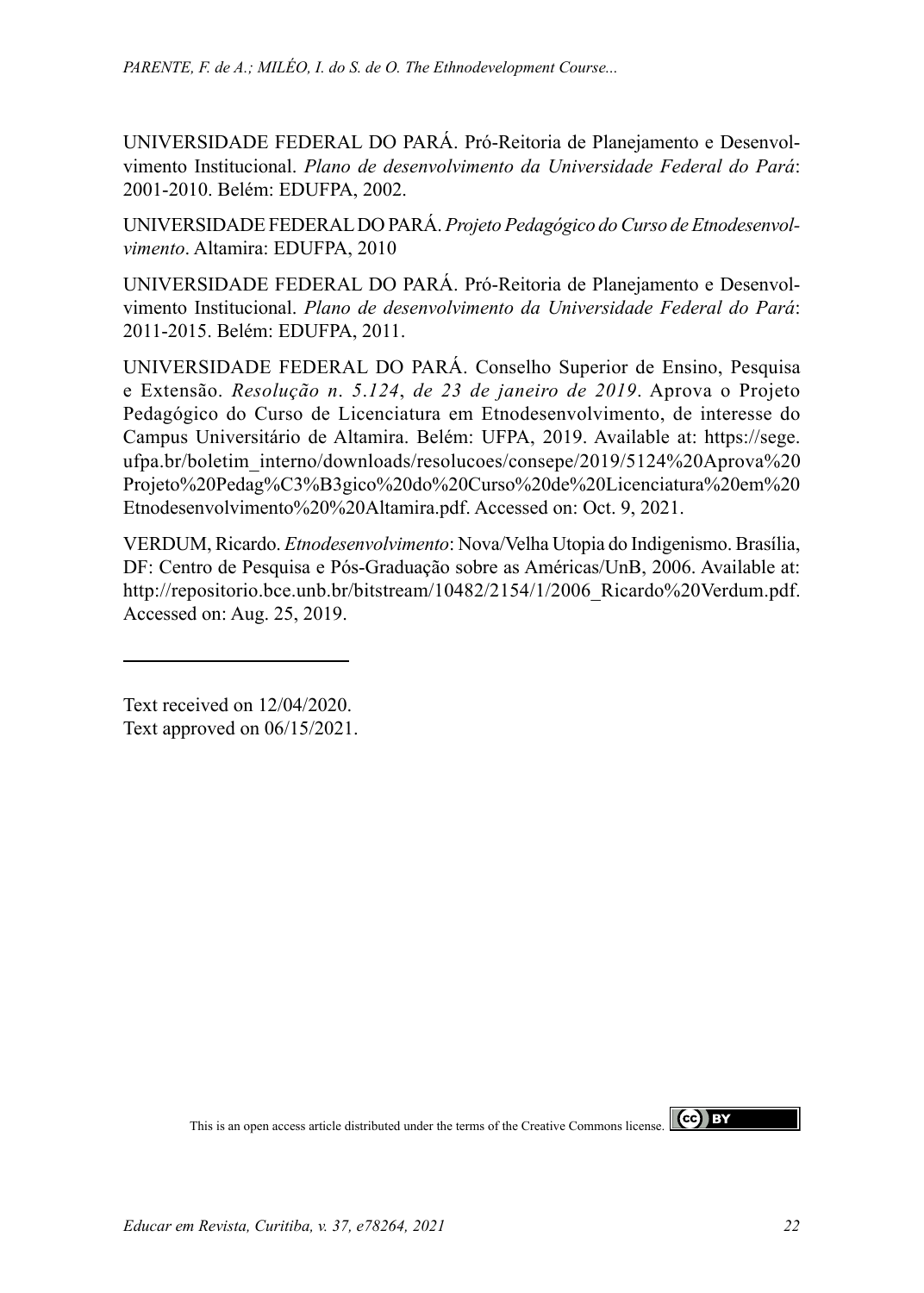UNIVERSIDADE FEDERAL DO PARÁ. Pró-Reitoria de Planejamento e Desenvolvimento Institucional. *Plano de desenvolvimento da Universidade Federal do Pará*: 2001-2010. Belém: EDUFPA, 2002.

UNIVERSIDADE FEDERAL DO PARÁ. *Projeto Pedagógico do Curso de Etnodesenvolvimento*. Altamira: EDUFPA, 2010

UNIVERSIDADE FEDERAL DO PARÁ. Pró-Reitoria de Planejamento e Desenvolvimento Institucional. *Plano de desenvolvimento da Universidade Federal do Pará*: 2011-2015. Belém: EDUFPA, 2011.

UNIVERSIDADE FEDERAL DO PARÁ. Conselho Superior de Ensino, Pesquisa e Extensão. *Resolução n. 5.124*, *de 23 de janeiro de 2019*. Aprova o Projeto Pedagógico do Curso de Licenciatura em Etnodesenvolvimento, de interesse do Campus Universitário de Altamira. Belém: UFPA, 2019. Available at: https://sege.ufpa.br/boletim_interno/downloads/resolucoes/consepe/2019/5124%20Aprova%20Projeto%20Pedag%C3%B3gico%20do%20Curso%20de%20Licenciatura%20em%20Etnodesenvolvimento%20%20Altamira.pdf. Accessed on: Oct. 9, 2021.

VERDUM, Ricardo. *Etnodesenvolvimento*: Nova/Velha Utopia do Indigenismo. Brasília, DF: Centro de Pesquisa e Pós-Graduação sobre as Américas/UnB, 2006. Available at: http://repositorio.bce.unb.br/bitstream/10482/2154/1/2006_Ricardo%20Verdum.pdf. Accessed on: Aug. 25, 2019.

---

Text received on 12/04/2020.
Text approved on 06/15/2021.

This is an open access article distributed under the terms of the Creative Commons license. CC BY